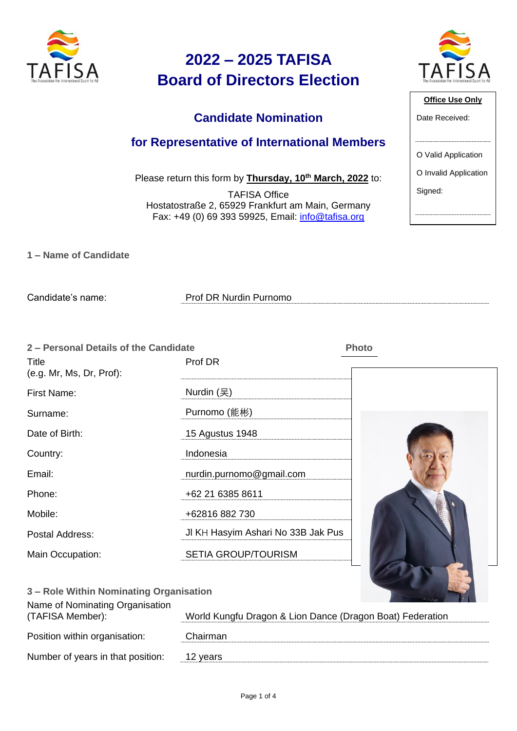# 2022 – 2025 TAFISA Board of Directors Election

## Candidate Nomination

## for Representative of International Members

Please return this form by **Thursday, 10th March, 2022** to:

TAFISA Office
Hostatostraße 2, 65929 Frankfurt am Main, Germany
Fax: +49 (0) 69 393 59925, Email: info@tafisa.org

| Office Use Only |
|---|
| Date Received: |
| O Valid Application |
| O Invalid Application |
| Signed: |

### 1 – Name of Candidate

| | |
|---|---|
| Candidate's name: | Prof DR Nurdin Purnomo |

### 2 – Personal Details of the Candidate

**Photo**

| | |
|---|---|
| Title (e.g. Mr, Ms, Dr, Prof): | Prof DR |
| First Name: | Nurdin (吴) |
| Surname: | Purnomo (能彬) |
| Date of Birth: | 15 Agustus 1948 |
| Country: | Indonesia |
| Email: | nurdin.purnomo@gmail.com |
| Phone: | +62 21 6385 8611 |
| Mobile: | +62816 882 730 |
| Postal Address: | Jl KH Hasyim Ashari No 33B Jak Pus |
| Main Occupation: | SETIA GROUP/TOURISM |

### 3 – Role Within Nominating Organisation

| | |
|---|---|
| Name of Nominating Organisation (TAFISA Member): | World Kungfu Dragon & Lion Dance (Dragon Boat) Federation |
| Position within organisation: | Chairman |
| Number of years in that position: | 12 years |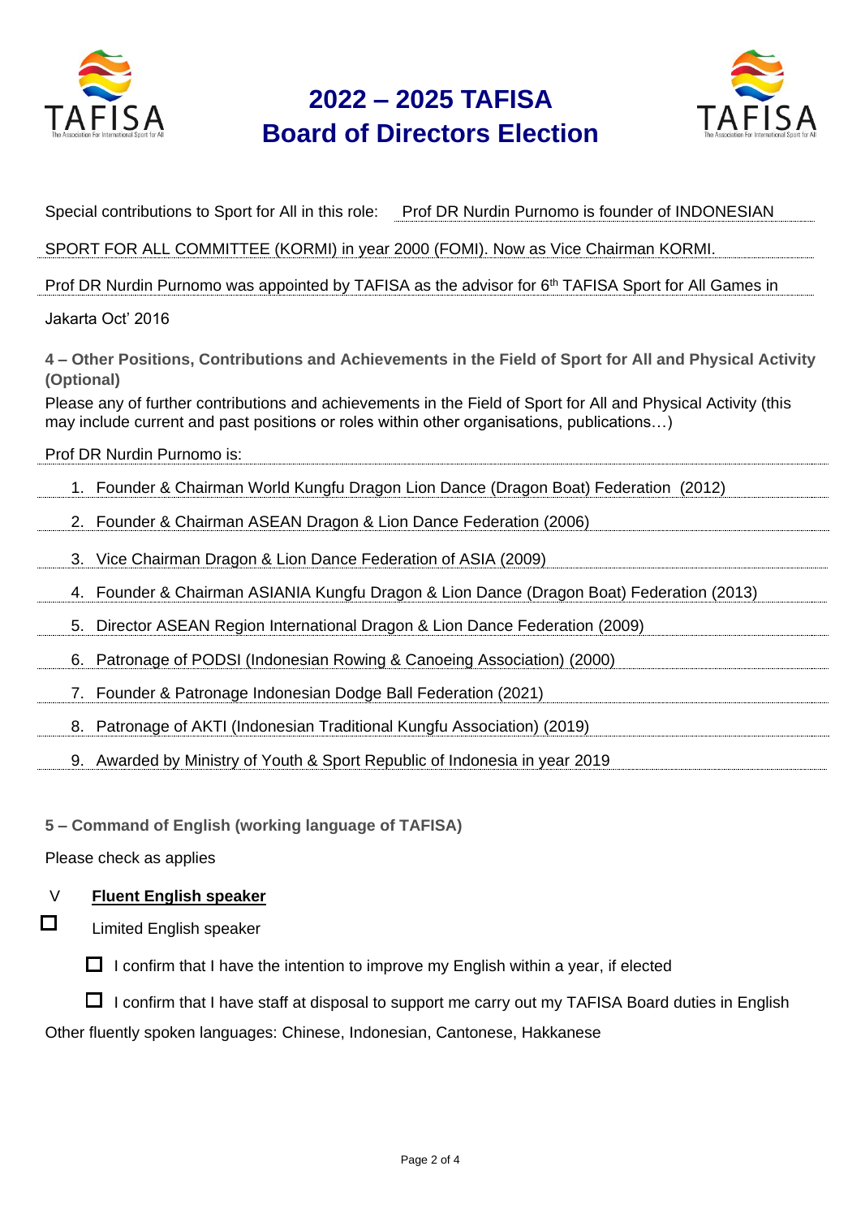# 2022 – 2025 TAFISA Board of Directors Election

Special contributions to Sport for All in this role: Prof DR Nurdin Purnomo is founder of INDONESIAN SPORT FOR ALL COMMITTEE (KORMI) in year 2000 (FOMI). Now as Vice Chairman KORMI.

Prof DR Nurdin Purnomo was appointed by TAFISA as the advisor for 6th TAFISA Sport for All Games in Jakarta Oct' 2016

**4 – Other Positions, Contributions and Achievements in the Field of Sport for All and Physical Activity (Optional)**

Please any of further contributions and achievements in the Field of Sport for All and Physical Activity (this may include current and past positions or roles within other organisations, publications…)

Prof DR Nurdin Purnomo is:

1. Founder & Chairman World Kungfu Dragon Lion Dance (Dragon Boat) Federation (2012)
2. Founder & Chairman ASEAN Dragon & Lion Dance Federation (2006)
3. Vice Chairman Dragon & Lion Dance Federation of ASIA (2009)
4. Founder & Chairman ASIANIA Kungfu Dragon & Lion Dance (Dragon Boat) Federation (2013)
5. Director ASEAN Region International Dragon & Lion Dance Federation (2009)
6. Patronage of PODSI (Indonesian Rowing & Canoeing Association) (2000)
7. Founder & Patronage Indonesian Dodge Ball Federation (2021)
8. Patronage of AKTI (Indonesian Traditional Kungfu Association) (2019)
9. Awarded by Ministry of Youth & Sport Republic of Indonesia in year 2019

**5 – Command of English (working language of TAFISA)**

Please check as applies

V **Fluent English speaker**

☐ Limited English speaker

- ☐ I confirm that I have the intention to improve my English within a year, if elected
- ☐ I confirm that I have staff at disposal to support me carry out my TAFISA Board duties in English

Other fluently spoken languages: Chinese, Indonesian, Cantonese, Hakkanese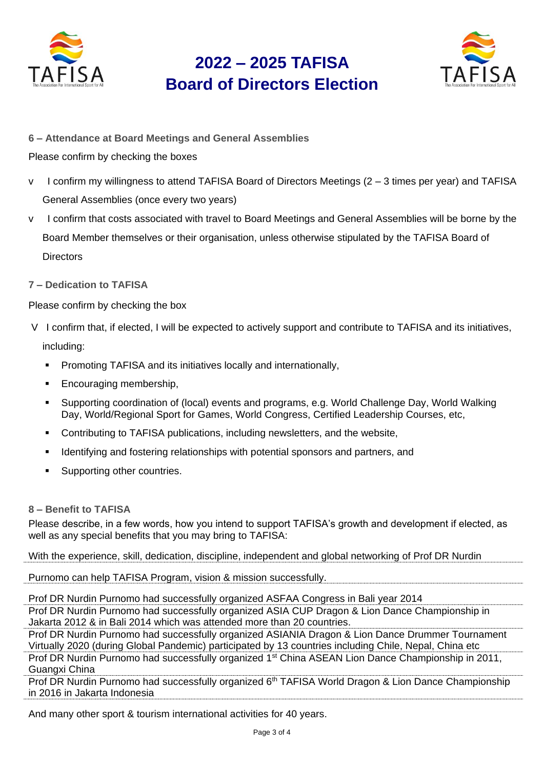# 2022 – 2025 TAFISA Board of Directors Election

### 6 – Attendance at Board Meetings and General Assemblies

Please confirm by checking the boxes

- v I confirm my willingness to attend TAFISA Board of Directors Meetings (2 – 3 times per year) and TAFISA General Assemblies (once every two years)
- v I confirm that costs associated with travel to Board Meetings and General Assemblies will be borne by the Board Member themselves or their organisation, unless otherwise stipulated by the TAFISA Board of Directors

### 7 – Dedication to TAFISA

Please confirm by checking the box

- V I confirm that, if elected, I will be expected to actively support and contribute to TAFISA and its initiatives, including:
  - Promoting TAFISA and its initiatives locally and internationally,
  - Encouraging membership,
  - Supporting coordination of (local) events and programs, e.g. World Challenge Day, World Walking Day, World/Regional Sport for Games, World Congress, Certified Leadership Courses, etc,
  - Contributing to TAFISA publications, including newsletters, and the website,
  - Identifying and fostering relationships with potential sponsors and partners, and
  - Supporting other countries.

### 8 – Benefit to TAFISA

Please describe, in a few words, how you intend to support TAFISA's growth and development if elected, as well as any special benefits that you may bring to TAFISA:

With the experience, skill, dedication, discipline, independent and global networking of Prof DR Nurdin Purnomo can help TAFISA Program, vision & mission successfully.

Prof DR Nurdin Purnomo had successfully organized ASFAA Congress in Bali year 2014

Prof DR Nurdin Purnomo had successfully organized ASIA CUP Dragon & Lion Dance Championship in Jakarta 2012 & in Bali 2014 which was attended more than 20 countries.

Prof DR Nurdin Purnomo had successfully organized ASIANIA Dragon & Lion Dance Drummer Tournament Virtually 2020 (during Global Pandemic) participated by 13 countries including Chile, Nepal, China etc

Prof DR Nurdin Purnomo had successfully organized 1st China ASEAN Lion Dance Championship in 2011, Guangxi China

Prof DR Nurdin Purnomo had successfully organized 6th TAFISA World Dragon & Lion Dance Championship in 2016 in Jakarta Indonesia

And many other sport & tourism international activities for 40 years.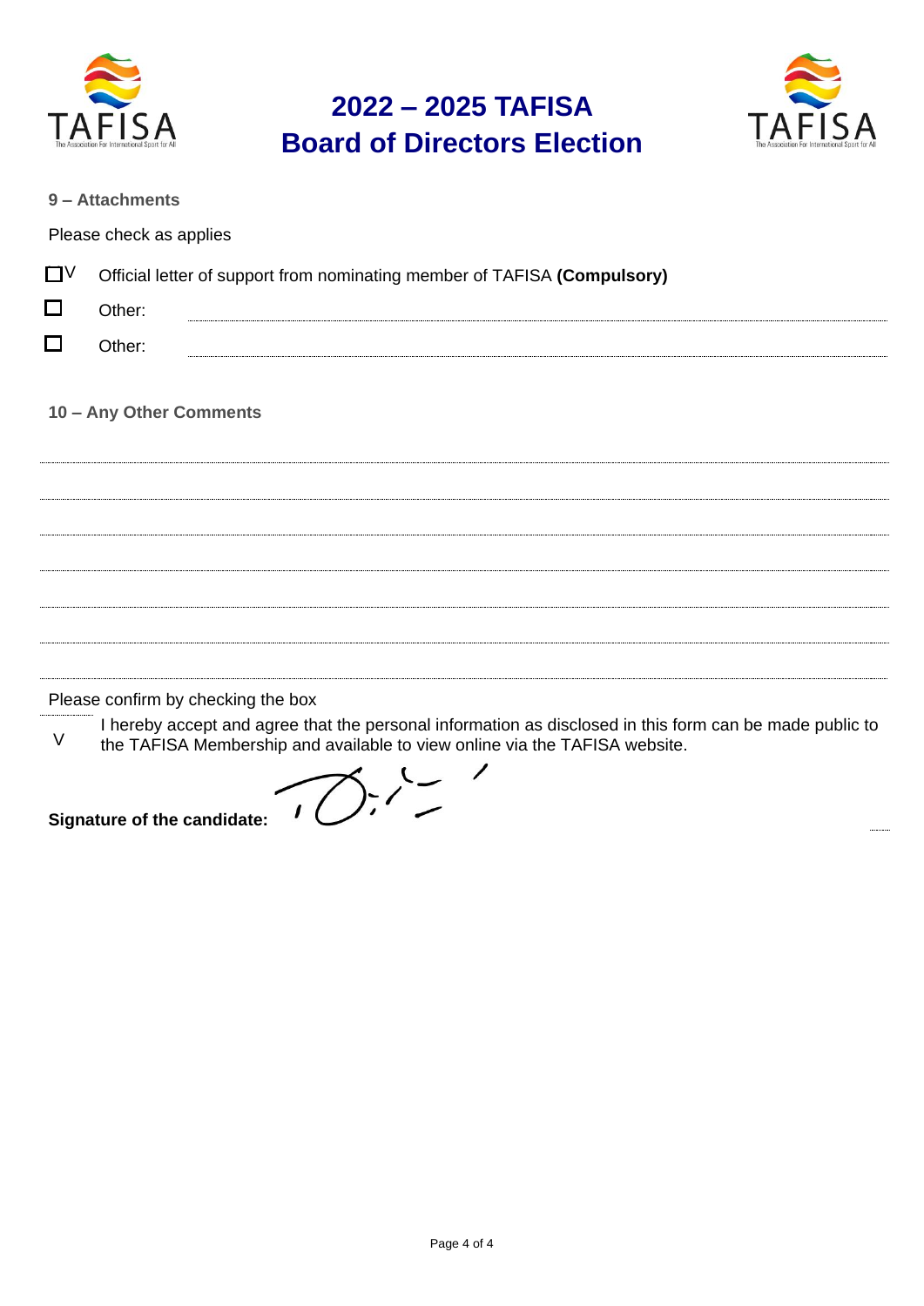# 2022 – 2025 TAFISA Board of Directors Election

**9 – Attachments**

Please check as applies

- ☐V Official letter of support from nominating member of TAFISA **(Compulsory)**
- ☐ Other: ..............................
- ☐ Other: ..............................

**10 – Any Other Comments**

Please confirm by checking the box

V I hereby accept and agree that the personal information as disclosed in this form can be made public to the TAFISA Membership and available to view online via the TAFISA website.

**Signature of the candidate:**